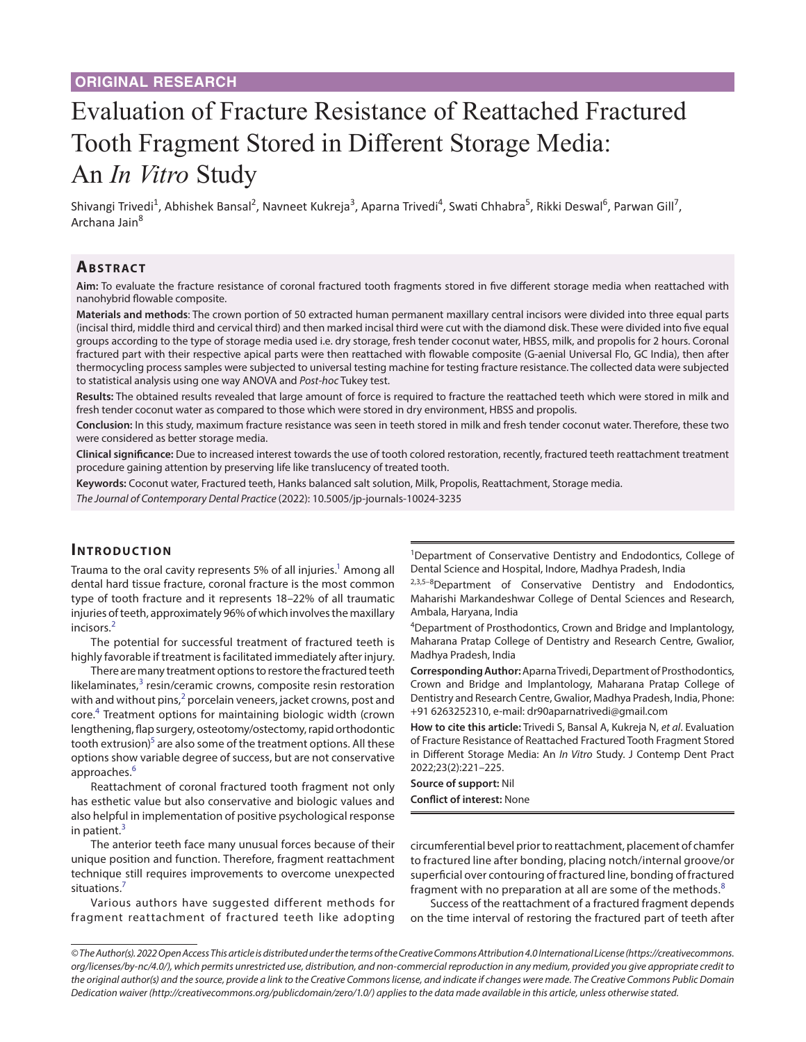ORIGINAL RESEARCH

# Evaluation of Fracture Resistance of Reattached Fractured Tooth Fragment Stored in Different Storage Media: An *In Vitro* Study

Shivangi Trivedi[1], Abhishek Bansal[2], Navneet Kukreja[3], Aparna Trivedi[4], Swati Chhabra[5], Rikki Deswal[6], Parwan Gill[7], Archana Jain[8]

## Abstract

**Aim:** To evaluate the fracture resistance of coronal fractured tooth fragments stored in five different storage media when reattached with nanohybrid flowable composite.

**Materials and methods**: The crown portion of 50 extracted human permanent maxillary central incisors were divided into three equal parts (incisal third, middle third and cervical third) and then marked incisal third were cut with the diamond disk. These were divided into five equal groups according to the type of storage media used i.e. dry storage, fresh tender coconut water, HBSS, milk, and propolis for 2 hours. Coronal fractured part with their respective apical parts were then reattached with flowable composite (G-aenial Universal Flo, GC India), then after thermocycling process samples were subjected to universal testing machine for testing fracture resistance. The collected data were subjected to statistical analysis using one way ANOVA and *Post-hoc* Tukey test.

**Results:** The obtained results revealed that large amount of force is required to fracture the reattached teeth which were stored in milk and fresh tender coconut water as compared to those which were stored in dry environment, HBSS and propolis.

**Conclusion:** In this study, maximum fracture resistance was seen in teeth stored in milk and fresh tender coconut water. Therefore, these two were considered as better storage media.

**Clinical significance:** Due to increased interest towards the use of tooth colored restoration, recently, fractured teeth reattachment treatment procedure gaining attention by preserving life like translucency of treated tooth.

**Keywords:** Coconut water, Fractured teeth, Hanks balanced salt solution, Milk, Propolis, Reattachment, Storage media.

*The Journal of Contemporary Dental Practice* (2022): 10.5005/jp-journals-10024-3235

## Introduction

Trauma to the oral cavity represents 5% of all injuries.[1] Among all dental hard tissue fracture, coronal fracture is the most common type of tooth fracture and it represents 18–22% of all traumatic injuries of teeth, approximately 96% of which involves the maxillary incisors.[2]

The potential for successful treatment of fractured teeth is highly favorable if treatment is facilitated immediately after injury.

There are many treatment options to restore the fractured teeth likelaminates,[3] resin/ceramic crowns, composite resin restoration with and without pins,[2] porcelain veneers, jacket crowns, post and core.[4] Treatment options for maintaining biologic width (crown lengthening, flap surgery, osteotomy/ostectomy, rapid orthodontic tooth extrusion)[5] are also some of the treatment options. All these options show variable degree of success, but are not conservative approaches.[6]

Reattachment of coronal fractured tooth fragment not only has esthetic value but also conservative and biologic values and also helpful in implementation of positive psychological response in patient.[3]

The anterior teeth face many unusual forces because of their unique position and function. Therefore, fragment reattachment technique still requires improvements to overcome unexpected situations.[7]

Various authors have suggested different methods for fragment reattachment of fractured teeth like adopting circumferential bevel prior to reattachment, placement of chamfer to fractured line after bonding, placing notch/internal groove/or superficial over contouring of fractured line, bonding of fractured fragment with no preparation at all are some of the methods.[8]

Success of the reattachment of a fractured fragment depends on the time interval of restoring the fractured part of teeth after

---

[1]Department of Conservative Dentistry and Endodontics, College of Dental Science and Hospital, Indore, Madhya Pradesh, India

[2,3,5–8]Department of Conservative Dentistry and Endodontics, Maharishi Markandeshwar College of Dental Sciences and Research, Ambala, Haryana, India

[4]Department of Prosthodontics, Crown and Bridge and Implantology, Maharana Pratap College of Dentistry and Research Centre, Gwalior, Madhya Pradesh, India

**Corresponding Author:** Aparna Trivedi, Department of Prosthodontics, Crown and Bridge and Implantology, Maharana Pratap College of Dentistry and Research Centre, Gwalior, Madhya Pradesh, India, Phone: +91 6263252310, e-mail: dr90aparnatrivedi@gmail.com

**How to cite this article:** Trivedi S, Bansal A, Kukreja N, *et al*. Evaluation of Fracture Resistance of Reattached Fractured Tooth Fragment Stored in Different Storage Media: An *In Vitro* Study. J Contemp Dent Pract 2022;23(2):221–225.

**Source of support:** Nil

**Conflict of interest:** None

*© The Author(s). 2022 Open Access This article is distributed under the terms of the Creative Commons Attribution 4.0 International License (https://creativecommons.org/licenses/by-nc/4.0/), which permits unrestricted use, distribution, and non-commercial reproduction in any medium, provided you give appropriate credit to the original author(s) and the source, provide a link to the Creative Commons license, and indicate if changes were made. The Creative Commons Public Domain Dedication waiver (http://creativecommons.org/publicdomain/zero/1.0/) applies to the data made available in this article, unless otherwise stated.*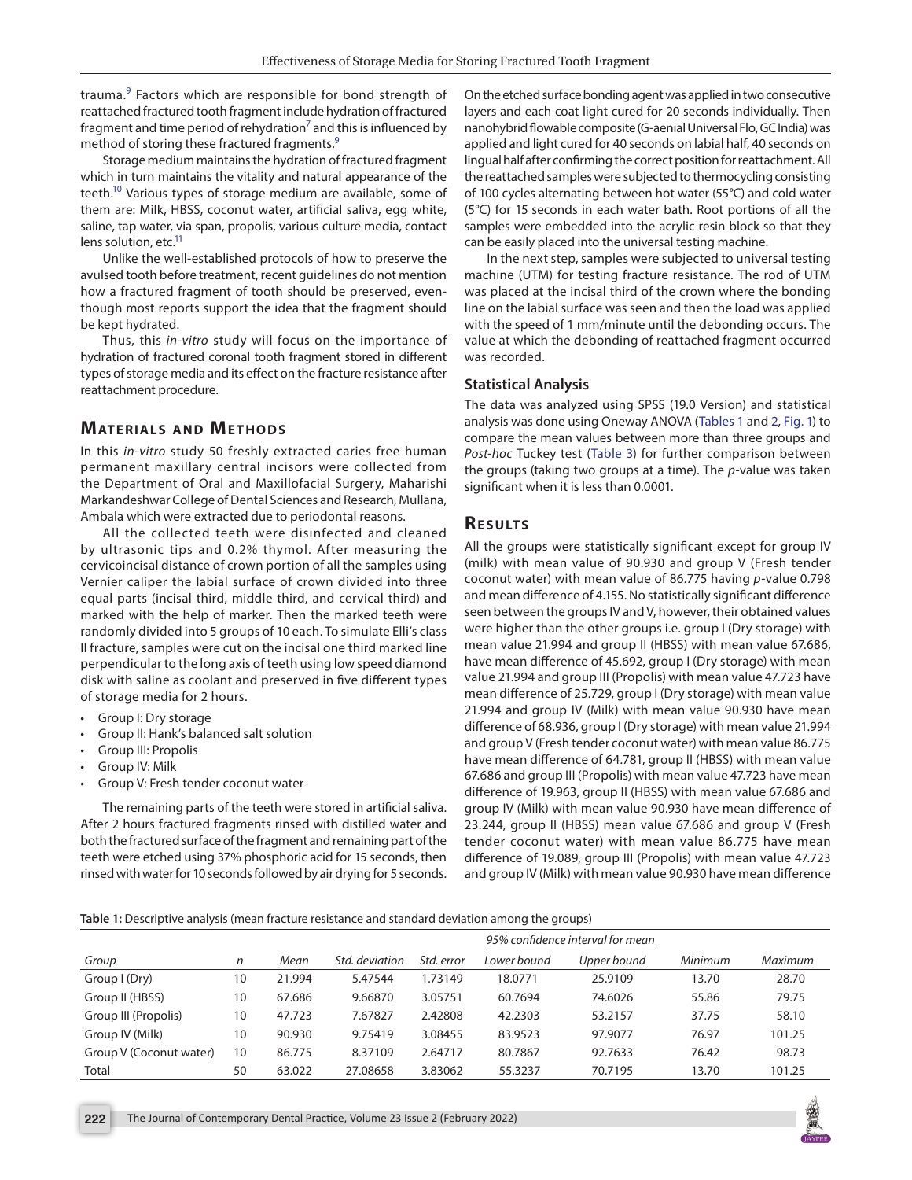trauma.[9] Factors which are responsible for bond strength of reattached fractured tooth fragment include hydration of fractured fragment and time period of rehydration[7] and this is influenced by method of storing these fractured fragments.[9]

Storage medium maintains the hydration of fractured fragment which in turn maintains the vitality and natural appearance of the teeth.[10] Various types of storage medium are available, some of them are: Milk, HBSS, coconut water, artificial saliva, egg white, saline, tap water, via span, propolis, various culture media, contact lens solution, etc.[11]

Unlike the well-established protocols of how to preserve the avulsed tooth before treatment, recent guidelines do not mention how a fractured fragment of tooth should be preserved, eventhough most reports support the idea that the fragment should be kept hydrated.

Thus, this *in-vitro* study will focus on the importance of hydration of fractured coronal tooth fragment stored in different types of storage media and its effect on the fracture resistance after reattachment procedure.

## Materials and Methods

In this *in-vitro* study 50 freshly extracted caries free human permanent maxillary central incisors were collected from the Department of Oral and Maxillofacial Surgery, Maharishi Markandeshwar College of Dental Sciences and Research, Mullana, Ambala which were extracted due to periodontal reasons.

All the collected teeth were disinfected and cleaned by ultrasonic tips and 0.2% thymol. After measuring the cervicoincisal distance of crown portion of all the samples using Vernier caliper the labial surface of crown divided into three equal parts (incisal third, middle third, and cervical third) and marked with the help of marker. Then the marked teeth were randomly divided into 5 groups of 10 each. To simulate Elli's class II fracture, samples were cut on the incisal one third marked line perpendicular to the long axis of teeth using low speed diamond disk with saline as coolant and preserved in five different types of storage media for 2 hours.

- Group I: Dry storage
- Group II: Hank's balanced salt solution
- Group III: Propolis
- Group IV: Milk
- Group V: Fresh tender coconut water

The remaining parts of the teeth were stored in artificial saliva. After 2 hours fractured fragments rinsed with distilled water and both the fractured surface of the fragment and remaining part of the teeth were etched using 37% phosphoric acid for 15 seconds, then rinsed with water for 10 seconds followed by air drying for 5 seconds. On the etched surface bonding agent was applied in two consecutive layers and each coat light cured for 20 seconds individually. Then nanohybrid flowable composite (G-aenial Universal Flo, GC India) was applied and light cured for 40 seconds on labial half, 40 seconds on lingual half after confirming the correct position for reattachment. All the reattached samples were subjected to thermocycling consisting of 100 cycles alternating between hot water (55°C) and cold water (5°C) for 15 seconds in each water bath. Root portions of all the samples were embedded into the acrylic resin block so that they can be easily placed into the universal testing machine.

In the next step, samples were subjected to universal testing machine (UTM) for testing fracture resistance. The rod of UTM was placed at the incisal third of the crown where the bonding line on the labial surface was seen and then the load was applied with the speed of 1 mm/minute until the debonding occurs. The value at which the debonding of reattached fragment occurred was recorded.

### Statistical Analysis

The data was analyzed using SPSS (19.0 Version) and statistical analysis was done using Oneway ANOVA (Tables 1 and 2, Fig. 1) to compare the mean values between more than three groups and *Post-hoc* Tuckey test (Table 3) for further comparison between the groups (taking two groups at a time). The *p*-value was taken significant when it is less than 0.0001.

## Results

All the groups were statistically significant except for group IV (milk) with mean value of 90.930 and group V (Fresh tender coconut water) with mean value of 86.775 having *p*-value 0.798 and mean difference of 4.155. No statistically significant difference seen between the groups IV and V, however, their obtained values were higher than the other groups i.e. group I (Dry storage) with mean value 21.994 and group II (HBSS) with mean value 67.686, have mean difference of 45.692, group I (Dry storage) with mean value 21.994 and group III (Propolis) with mean value 47.723 have mean difference of 25.729, group I (Dry storage) with mean value 21.994 and group IV (Milk) with mean value 90.930 have mean difference of 68.936, group I (Dry storage) with mean value 21.994 and group V (Fresh tender coconut water) with mean value 86.775 have mean difference of 64.781, group II (HBSS) with mean value 67.686 and group III (Propolis) with mean value 47.723 have mean difference of 19.963, group II (HBSS) with mean value 67.686 and group IV (Milk) with mean value 90.930 have mean difference of 23.244, group II (HBSS) mean value 67.686 and group V (Fresh tender coconut water) with mean value 86.775 have mean difference of 19.089, group III (Propolis) with mean value 47.723 and group IV (Milk) with mean value 90.930 have mean difference

**Table 1:** Descriptive analysis (mean fracture resistance and standard deviation among the groups)

| | | | | | 95% confidence interval for mean | | | |
|---|---|---|---|---|---|---|---|---|
| *Group* | *n* | *Mean* | *Std. deviation* | *Std. error* | *Lower bound* | *Upper bound* | *Minimum* | *Maximum* |
| Group I (Dry) | 10 | 21.994 | 5.47544 | 1.73149 | 18.0771 | 25.9109 | 13.70 | 28.70 |
| Group II (HBSS) | 10 | 67.686 | 9.66870 | 3.05751 | 60.7694 | 74.6026 | 55.86 | 79.75 |
| Group III (Propolis) | 10 | 47.723 | 7.67827 | 2.42808 | 42.2303 | 53.2157 | 37.75 | 58.10 |
| Group IV (Milk) | 10 | 90.930 | 9.75419 | 3.08455 | 83.9523 | 97.9077 | 76.97 | 101.25 |
| Group V (Coconut water) | 10 | 86.775 | 8.37109 | 2.64717 | 80.7867 | 92.7633 | 76.42 | 98.73 |
| Total | 50 | 63.022 | 27.08658 | 3.83062 | 55.3237 | 70.7195 | 13.70 | 101.25 |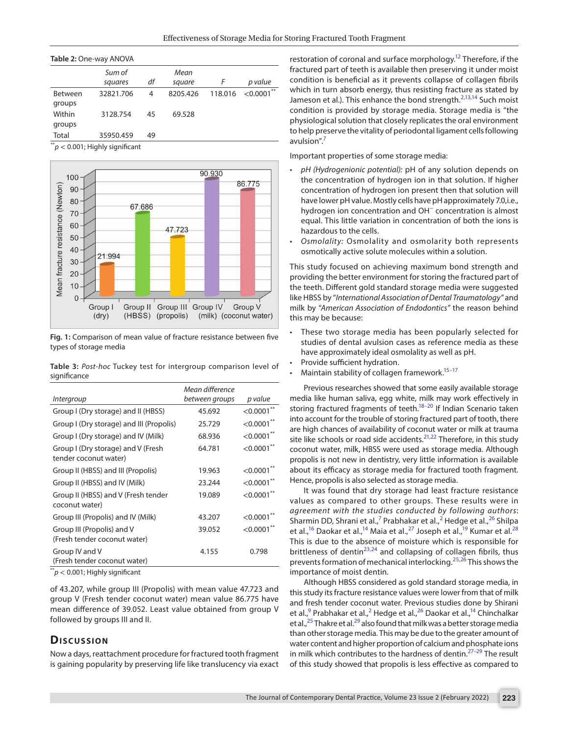**Table 2:** One-way ANOVA

| | Sum of squares | df | Mean square | F | p value |
|---|---|---|---|---|---|
| Between groups | 32821.706 | 4 | 8205.426 | 118.016 | <0.0001** |
| Within groups | 3128.754 | 45 | 69.528 | | |
| Total | 35950.459 | 49 | | | |

**$p < 0.001$; Highly significant

**Fig. 1:** Comparison of mean value of fracture resistance between five types of storage media

**Table 3:** *Post-hoc* Tuckey test for intergroup comparison level of significance

| Intergroup | Mean difference between groups | p value |
|---|---|---|
| Group I (Dry storage) and II (HBSS) | 45.692 | <0.0001** |
| Group I (Dry storage) and III (Propolis) | 25.729 | <0.0001** |
| Group I (Dry storage) and IV (Milk) | 68.936 | <0.0001** |
| Group I (Dry storage) and V (Fresh tender coconut water) | 64.781 | <0.0001** |
| Group II (HBSS) and III (Propolis) | 19.963 | <0.0001** |
| Group II (HBSS) and IV (Milk) | 23.244 | <0.0001** |
| Group II (HBSS) and V (Fresh tender coconut water) | 19.089 | <0.0001** |
| Group III (Propolis) and IV (Milk) | 43.207 | <0.0001** |
| Group III (Propolis) and V (Fresh tender coconut water) | 39.052 | <0.0001** |
| Group IV and V (Fresh tender coconut water) | 4.155 | 0.798 |

**$p < 0.001$; Highly significant

of 43.207, while group III (Propolis) with mean value 47.723 and group V (Fresh tender coconut water) mean value 86.775 have mean difference of 39.052. Least value obtained from group V followed by groups III and II.

## Discussion

Now a days, reattachment procedure for fractured tooth fragment is gaining popularity by preserving life like translucency via exact restoration of coronal and surface morphology.[12] Therefore, if the fractured part of teeth is available then preserving it under moist condition is beneficial as it prevents collapse of collagen fibrils which in turn absorb energy, thus resisting fracture as stated by Jameson et al.). This enhance the bond strength.[2,13,14] Such moist condition is provided by storage media. Storage media is "the physiological solution that closely replicates the oral environment to help preserve the vitality of periodontal ligament cells following avulsion".[7]

Important properties of some storage media:

- *pH (Hydrogenionic potential):* pH of any solution depends on the concentration of hydrogen ion in that solution. If higher concentration of hydrogen ion present then that solution will have lower pH value. Mostly cells have pH approximately 7.0,i.e., hydrogen ion concentration and $OH^-$ concentration is almost equal. This little variation in concentration of both the ions is hazardous to the cells.
- *Osmolality:* Osmolality and osmolarity both represents osmotically active solute molecules within a solution.

This study focused on achieving maximum bond strength and providing the better environment for storing the fractured part of the teeth. Different gold standard storage media were suggested like HBSS by "*International Association of Dental Traumatology"* and milk by *"American Association of Endodontics"* the reason behind this may be because:

- These two storage media has been popularly selected for studies of dental avulsion cases as reference media as these have approximately ideal osmolality as well as pH.
- Provide sufficient hydration.
- Maintain stability of collagen framework.[15–17]

Previous researches showed that some easily available storage media like human saliva, egg white, milk may work effectively in storing fractured fragments of teeth.[18–20] If Indian Scenario taken into account for the trouble of storing fractured part of tooth, there are high chances of availability of coconut water or milk at trauma site like schools or road side accidents.[21,22] Therefore, in this study coconut water, milk, HBSS were used as storage media. Although propolis is not new in dentistry, very little information is available about its efficacy as storage media for fractured tooth fragment. Hence, propolis is also selected as storage media.

It was found that dry storage had least fracture resistance values as compared to other groups. These results were in *agreement with the studies conducted by following authors*: Sharmin DD, Shrani et al.,[7] Prabhakar et al.,[2] Hedge et al.,[26] Shilpa et al.,[16] Daokar et al.,[14] Maia et al.,[27] Joseph et al.,[19] Kumar et al.[28] This is due to the absence of moisture which is responsible for brittleness of dentin[23,24] and collapsing of collagen fibrils, thus prevents formation of mechanical interlocking.[25,26] This shows the importance of moist dentin.

Although HBSS considered as gold standard storage media, in this study its fracture resistance values were lower from that of milk and fresh tender coconut water. Previous studies done by Shirani et al.,[9] Prabhakar et al.,[2] Hegde et al.,[26] Daokar et al.,[14] Chinchalkar et al.,[25] Thakre et al.[29] also found that milk was a better storage media than other storage media. This may be due to the greater amount of water content and higher proportion of calcium and phosphate ions in milk which contributes to the hardness of dentin.[27–29] The result of this study showed that propolis is less effective as compared to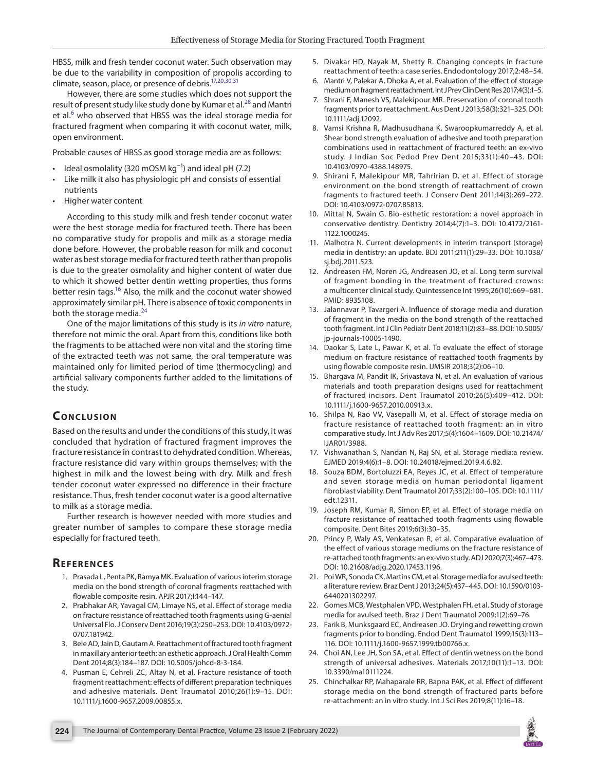HBSS, milk and fresh tender coconut water. Such observation may be due to the variability in composition of propolis according to climate, season, place, or presence of debris.[17,20,30,31]

However, there are some studies which does not support the result of present study like study done by Kumar et al.[28] and Mantri et al.[6] who observed that HBSS was the ideal storage media for fractured fragment when comparing it with coconut water, milk, open environment.

Probable causes of HBSS as good storage media are as follows:

- Ideal osmolality (320 mOSM $kg^{-1}$) and ideal pH (7.2)
- Like milk it also has physiologic pH and consists of essential nutrients
- Higher water content

According to this study milk and fresh tender coconut water were the best storage media for fractured teeth. There has been no comparative study for propolis and milk as a storage media done before. However, the probable reason for milk and coconut water as best storage media for fractured teeth rather than propolis is due to the greater osmolality and higher content of water due to which it showed better dentin wetting properties, thus forms better resin tags.[16] Also, the milk and the coconut water showed approximately similar pH. There is absence of toxic components in both the storage media.[24]

One of the major limitations of this study is its *in vitro* nature, therefore not mimic the oral. Apart from this, conditions like both the fragments to be attached were non vital and the storing time of the extracted teeth was not same, the oral temperature was maintained only for limited period of time (thermocycling) and artificial salivary components further added to the limitations of the study.

## Conclusion

Based on the results and under the conditions of this study, it was concluded that hydration of fractured fragment improves the fracture resistance in contrast to dehydrated condition. Whereas, fracture resistance did vary within groups themselves; with the highest in milk and the lowest being with dry. Milk and fresh tender coconut water expressed no difference in their fracture resistance. Thus, fresh tender coconut water is a good alternative to milk as a storage media.

Further research is however needed with more studies and greater number of samples to compare these storage media especially for fractured teeth.

## References

1. Prasada L, Penta PK, Ramya MK. Evaluation of various interim storage media on the bond strength of coronal fragments reattached with flowable composite resin. APJR 2017;I:144–147.
2. Prabhakar AR, Yavagal CM, Limaye NS, et al. Effect of storage media on fracture resistance of reattached tooth fragments using G-aenial Universal Flo. J Conserv Dent 2016;19(3):250–253. DOI: 10.4103/0972-0707.181942.
3. Bele AD, Jain D, Gautam A. Reattachment of fractured tooth fragment in maxillary anterior teeth: an esthetic approach. J Oral Health Comm Dent 2014;8(3):184–187. DOI: 10.5005/johcd-8-3-184.
4. Pusman E, Cehreli ZC, Altay N, et al. Fracture resistance of tooth fragment reattachment: effects of different preparation techniques and adhesive materials. Dent Traumatol 2010;26(1):9–15. DOI: 10.1111/j.1600-9657.2009.00855.x.
5. Divakar HD, Nayak M, Shetty R. Changing concepts in fracture reattachment of teeth: a case series. Endodontology 2017;2:48–54.
6. Mantri V, Palekar A, Dhoka A, et al. Evaluation of the effect of storage medium on fragment reattachment. Int J Prev Clin Dent Res 2017;4(3):1–5.
7. Shrani F, Manesh VS, Malekipour MR. Preservation of coronal tooth fragments prior to reattachment. Aus Dent J 2013;58(3):321–325. DOI: 10.1111/adj.12092.
8. Vamsi Krishna R, Madhusudhana K, Swaroopkumarreddy A, et al. Shear bond strength evaluation of adhesive and tooth preparation combinations used in reattachment of fractured teeth: an ex-vivo study. J Indian Soc Pedod Prev Dent 2015;33(1):40–43. DOI: 10.4103/0970-4388.148975.
9. Shirani F, Malekipour MR, Tahririan D, et al. Effect of storage environment on the bond strength of reattachment of crown fragments to fractured teeth. J Conserv Dent 2011;14(3):269–272. DOI: 10.4103/0972-0707.85813.
10. Mittal N, Swain G. Bio-esthetic restoration: a novel approach in conservative dentistry. Dentistry 2014;4(7):1–3. DOI: 10.4172/2161-1122.1000245.
11. Malhotra N. Current developments in interim transport (storage) media in dentistry: an update. BDJ 2011;211(1):29–33. DOI: 10.1038/sj.bdj.2011.523.
12. Andreasen FM, Noren JG, Andreasen JO, et al. Long term survival of fragment bonding in the treatment of fractured crowns: a multicenter clinical study. Quintessence Int 1995;26(10):669–681. PMID: 8935108.
13. Jalannavar P, Tavargeri A. Influence of storage media and duration of fragment in the media on the bond strength of the reattached tooth fragment. Int J Clin Pediatr Dent 2018;11(2):83–88. DOI: 10.5005/jp-journals-10005-1490.
14. Daokar S, Late L, Pawar K, et al. To evaluate the effect of storage medium on fracture resistance of reattached tooth fragments by using flowable composite resin. IJMSIR 2018;3(2):06–10.
15. Bhargava M, Pandit IK, Srivastava N, et al. An evaluation of various materials and tooth preparation designs used for reattachment of fractured incisors. Dent Traumatol 2010;26(5):409–412. DOI: 10.1111/j.1600-9657.2010.00913.x.
16. Shilpa N, Rao VV, Vasepalli M, et al. Effect of storage media on fracture resistance of reattached tooth fragment: an in vitro comparative study. Int J Adv Res 2017;5(4):1604–1609. DOI: 10.21474/IJAR01/3988.
17. Vishwanathan S, Nandan N, Raj SN, et al. Storage media:a review. EJMED 2019;4(6):1–8. DOI: 10.24018/ejmed.2019.4.6.82.
18. Souza BDM, Bortoluzzi EA, Reyes JC, et al. Effect of temperature and seven storage media on human periodontal ligament fibroblast viability. Dent Traumatol 2017;33(2):100–105. DOI: 10.1111/edt.12311.
19. Joseph RM, Kumar R, Simon EP, et al. Effect of storage media on fracture resistance of reattached tooth fragments using flowable composite. Dent Bites 2019;6(3):30–35.
20. Princy P, Waly AS, Venkatesan R, et al. Comparative evaluation of the effect of various storage mediums on the fracture resistance of re-attached tooth fragments: an ex-vivo study. ADJ 2020;7(3):467–473. DOI: 10.21608/adjg.2020.17453.1196.
21. Poi WR, Sonoda CK, Martins CM, et al. Storage media for avulsed teeth: a literature review. Braz Dent J 2013;24(5):437–445. DOI: 10.1590/0103-6440201302297.
22. Gomes MCB, Westphalen VPD, Westphalen FH, et al. Study of storage media for avulsed teeth. Braz J Dent Traumatol 2009;1(2):69–76.
23. Farik B, Munksgaard EC, Andreasen JO. Drying and rewetting crown fragments prior to bonding. Endod Dent Traumatol 1999;15(3):113–116. DOI: 10.1111/j.1600-9657.1999.tb00766.x.
24. Choi AN, Lee JH, Son SA, et al. Effect of dentin wetness on the bond strength of universal adhesives. Materials 2017;10(11):1–13. DOI: 10.3390/ma10111224.
25. Chinchalkar RP, Mahaparale RR, Bapna PAK, et al. Effect of different storage media on the bond strength of fractured parts before re-attachment: an in vitro study. Int J Sci Res 2019;8(11):16–18.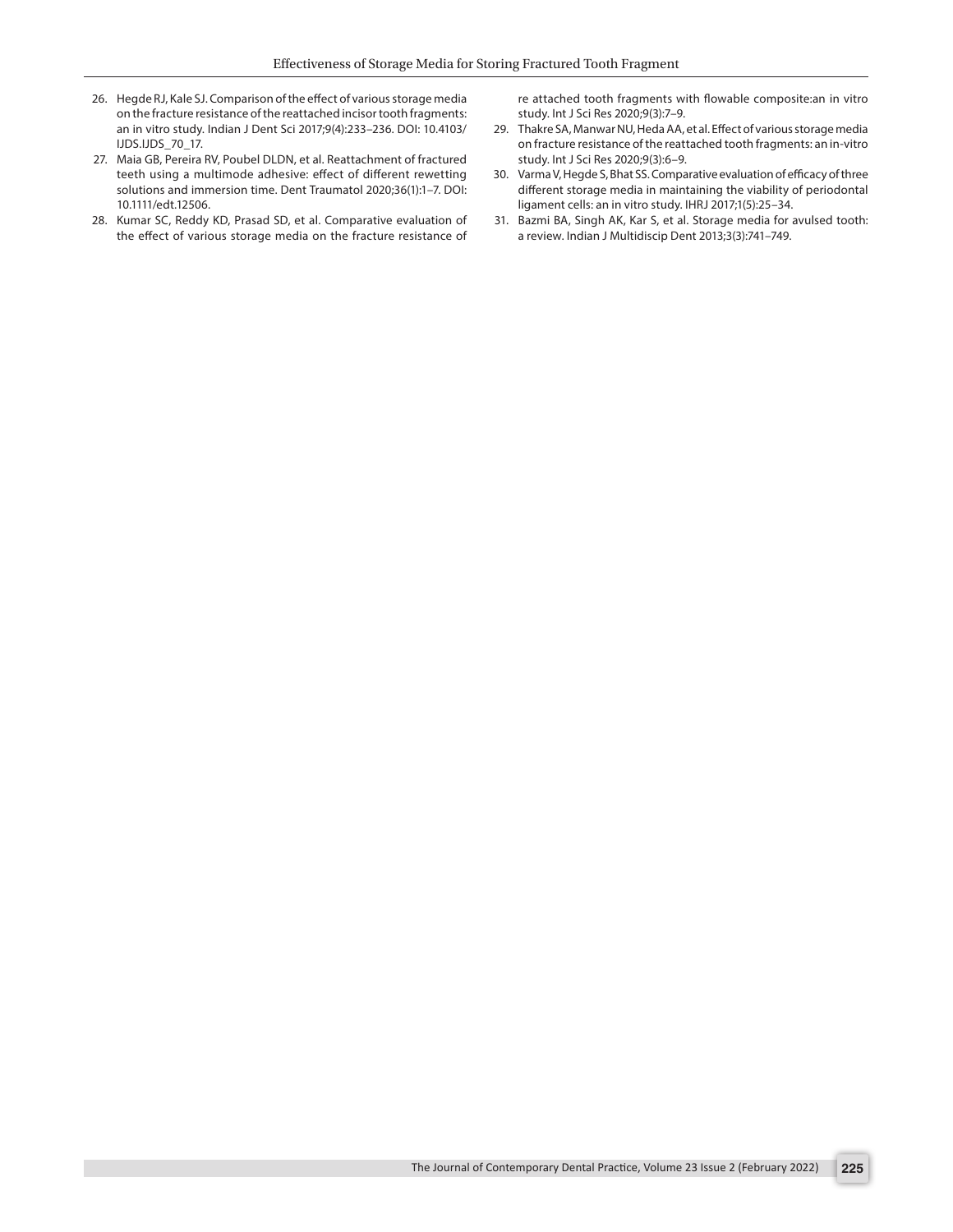26. Hegde RJ, Kale SJ. Comparison of the effect of various storage media on the fracture resistance of the reattached incisor tooth fragments: an in vitro study. Indian J Dent Sci 2017;9(4):233–236. DOI: 10.4103/IJDS.IJDS_70_17.
27. Maia GB, Pereira RV, Poubel DLDN, et al. Reattachment of fractured teeth using a multimode adhesive: effect of different rewetting solutions and immersion time. Dent Traumatol 2020;36(1):1–7. DOI: 10.1111/edt.12506.
28. Kumar SC, Reddy KD, Prasad SD, et al. Comparative evaluation of the effect of various storage media on the fracture resistance of re attached tooth fragments with flowable composite:an in vitro study. Int J Sci Res 2020;9(3):7–9.
29. Thakre SA, Manwar NU, Heda AA, et al. Effect of various storage media on fracture resistance of the reattached tooth fragments: an in-vitro study. Int J Sci Res 2020;9(3):6–9.
30. Varma V, Hegde S, Bhat SS. Comparative evaluation of efficacy of three different storage media in maintaining the viability of periodontal ligament cells: an in vitro study. IHRJ 2017;1(5):25–34.
31. Bazmi BA, Singh AK, Kar S, et al. Storage media for avulsed tooth: a review. Indian J Multidiscip Dent 2013;3(3):741–749.